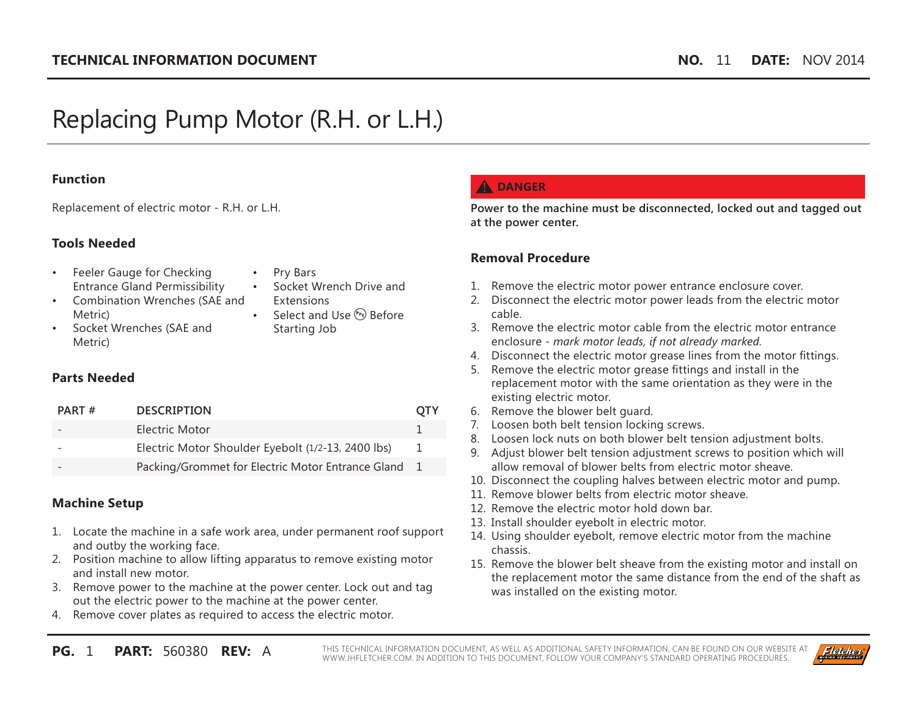**TECHNICAL INFORMATION DOCUMENT** **NO.** 11 **DATE:** NOV 2014

# Replacing Pump Motor (R.H. or L.H.)

## Function

Replacement of electric motor - R.H. or L.H.

## Tools Needed

- Feeler Gauge for Checking Entrance Gland Permissibility
- Combination Wrenches (SAE and Metric)
- Socket Wrenches (SAE and Metric)
- Pry Bars
- Socket Wrench Drive and Extensions
- Select and Use (PPE) Before Starting Job

## Parts Needed

| PART # | DESCRIPTION | QTY |
|---|---|---|
| - | Electric Motor | 1 |
| - | Electric Motor Shoulder Eyebolt (1/2-13, 2400 lbs) | 1 |
| - | Packing/Grommet for Electric Motor Entrance Gland | 1 |

## Machine Setup

1. Locate the machine in a safe work area, under permanent roof support and outby the working face.
2. Position machine to allow lifting apparatus to remove existing motor and install new motor.
3. Remove power to the machine at the power center. Lock out and tag out the electric power to the machine at the power center.
4. Remove cover plates as required to access the electric motor.

**⚠ DANGER**

**Power to the machine must be disconnected, locked out and tagged out at the power center.**

## Removal Procedure

1. Remove the electric motor power entrance enclosure cover.
2. Disconnect the electric motor power leads from the electric motor cable.
3. Remove the electric motor cable from the electric motor entrance enclosure - *mark motor leads, if not already marked.*
4. Disconnect the electric motor grease lines from the motor fittings.
5. Remove the electric motor grease fittings and install in the replacement motor with the same orientation as they were in the existing electric motor.
6. Remove the blower belt guard.
7. Loosen both belt tension locking screws.
8. Loosen lock nuts on both blower belt tension adjustment bolts.
9. Adjust blower belt tension adjustment screws to position which will allow removal of blower belts from electric motor sheave.
10. Disconnect the coupling halves between electric motor and pump.
11. Remove blower belts from electric motor sheave.
12. Remove the electric motor hold down bar.
13. Install shoulder eyebolt in electric motor.
14. Using shoulder eyebolt, remove electric motor from the machine chassis.
15. Remove the blower belt sheave from the existing motor and install on the replacement motor the same distance from the end of the shaft as was installed on the existing motor.

THIS TECHNICAL INFORMATION DOCUMENT, AS WELL AS ADDITIONAL SAFETY INFORMATION, CAN BE FOUND ON OUR WEBSITE AT WWW.JHFLETCHER.COM. IN ADDITION TO THIS DOCUMENT, FOLLOW YOUR COMPANY'S STANDARD OPERATING PROCEDURES.

**PART:** 560380 **REV:** A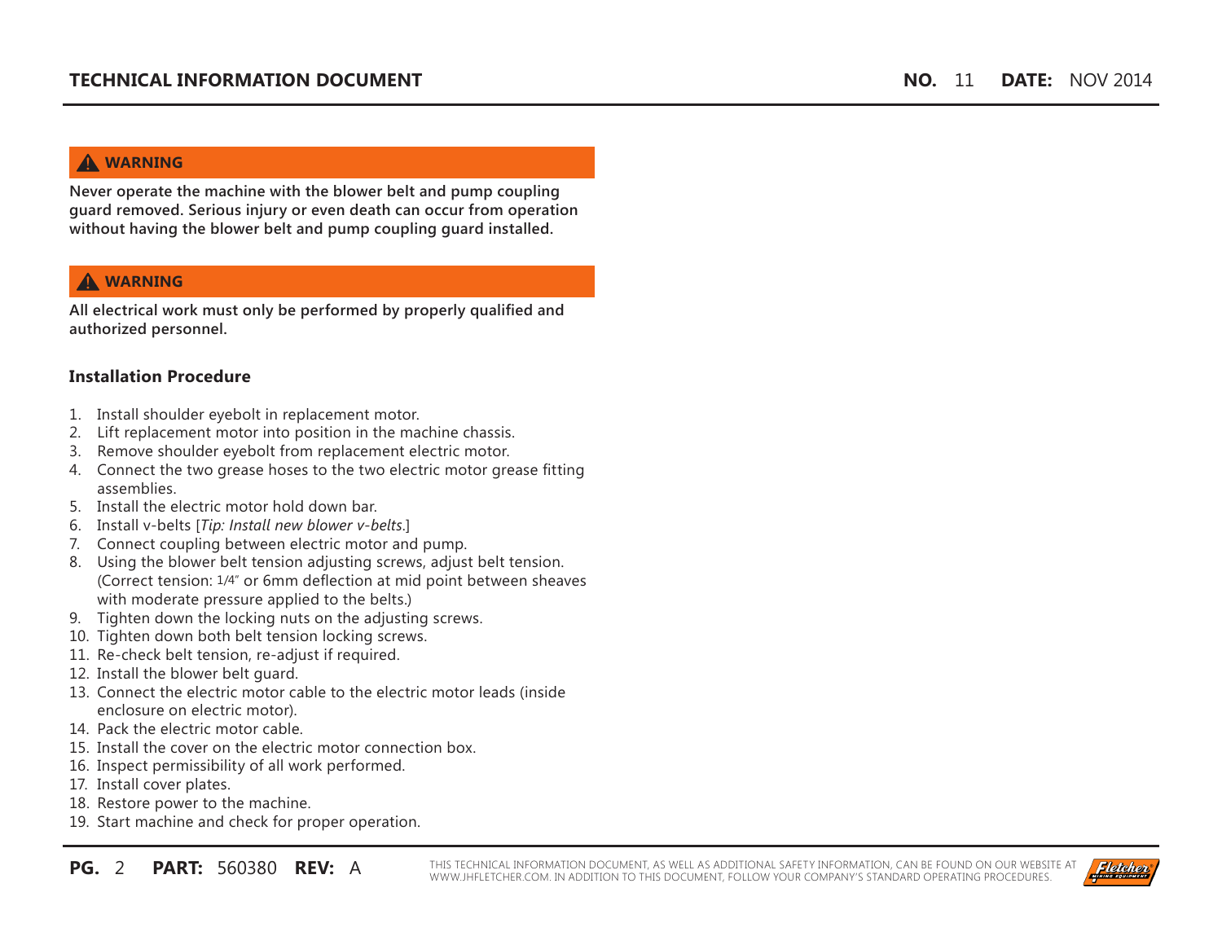**⚠ WARNING**

**Never operate the machine with the blower belt and pump coupling guard removed. Serious injury or even death can occur from operation without having the blower belt and pump coupling guard installed.**

**⚠ WARNING**

**All electrical work must only be performed by properly qualified and authorized personnel.**

### Installation Procedure

1. Install shoulder eyebolt in replacement motor.
2. Lift replacement motor into position in the machine chassis.
3. Remove shoulder eyebolt from replacement electric motor.
4. Connect the two grease hoses to the two electric motor grease fitting assemblies.
5. Install the electric motor hold down bar.
6. Install v-belts [*Tip: Install new blower v-belts.*]
7. Connect coupling between electric motor and pump.
8. Using the blower belt tension adjusting screws, adjust belt tension. (Correct tension: 1/4" or 6mm deflection at mid point between sheaves with moderate pressure applied to the belts.)
9. Tighten down the locking nuts on the adjusting screws.
10. Tighten down both belt tension locking screws.
11. Re-check belt tension, re-adjust if required.
12. Install the blower belt guard.
13. Connect the electric motor cable to the electric motor leads (inside enclosure on electric motor).
14. Pack the electric motor cable.
15. Install the cover on the electric motor connection box.
16. Inspect permissibility of all work performed.
17. Install cover plates.
18. Restore power to the machine.
19. Start machine and check for proper operation.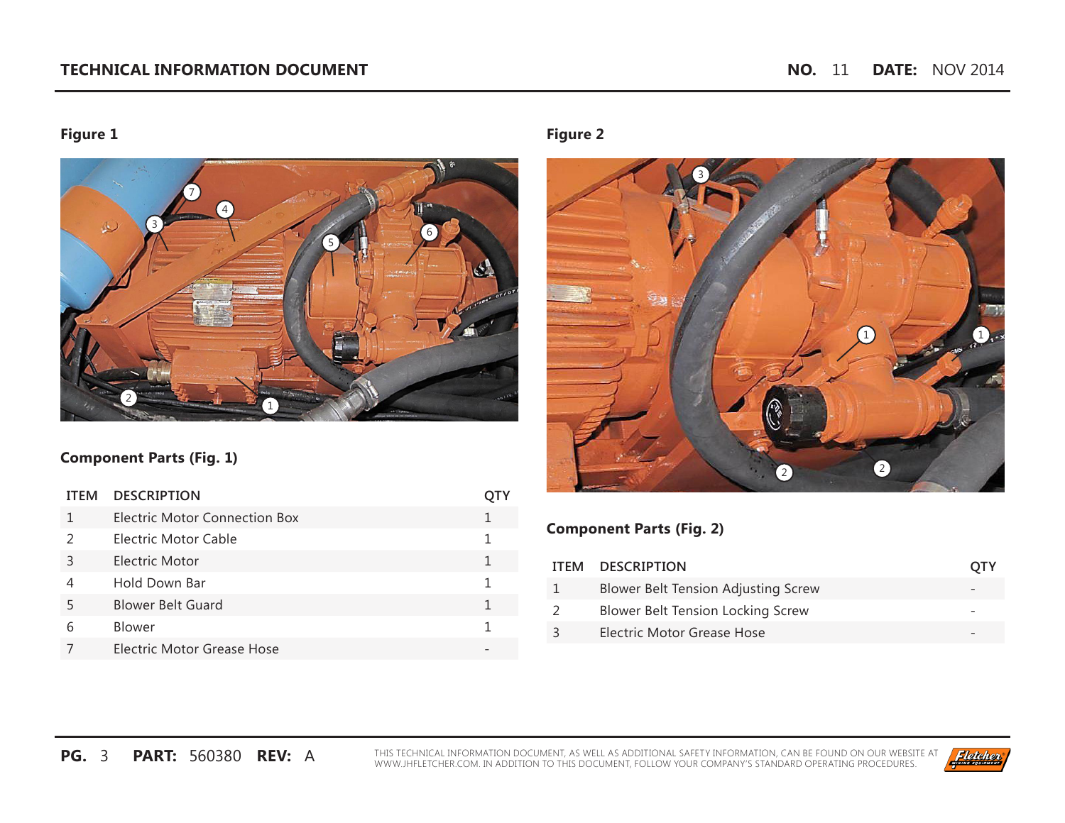**Figure 1**

**Component Parts (Fig. 1)**

| ITEM | DESCRIPTION | QTY |
|---|---|---|
| 1 | Electric Motor Connection Box | 1 |
| 2 | Electric Motor Cable | 1 |
| 3 | Electric Motor | 1 |
| 4 | Hold Down Bar | 1 |
| 5 | Blower Belt Guard | 1 |
| 6 | Blower | 1 |
| 7 | Electric Motor Grease Hose | - |

**Figure 2**

**Component Parts (Fig. 2)**

| ITEM | DESCRIPTION | QTY |
|---|---|---|
| 1 | Blower Belt Tension Adjusting Screw | - |
| 2 | Blower Belt Tension Locking Screw | - |
| 3 | Electric Motor Grease Hose | - |

THIS TECHNICAL INFORMATION DOCUMENT, AS WELL AS ADDITIONAL SAFETY INFORMATION, CAN BE FOUND ON OUR WEBSITE AT WWW.JHFLETCHER.COM. IN ADDITION TO THIS DOCUMENT, FOLLOW YOUR COMPANY'S STANDARD OPERATING PROCEDURES.